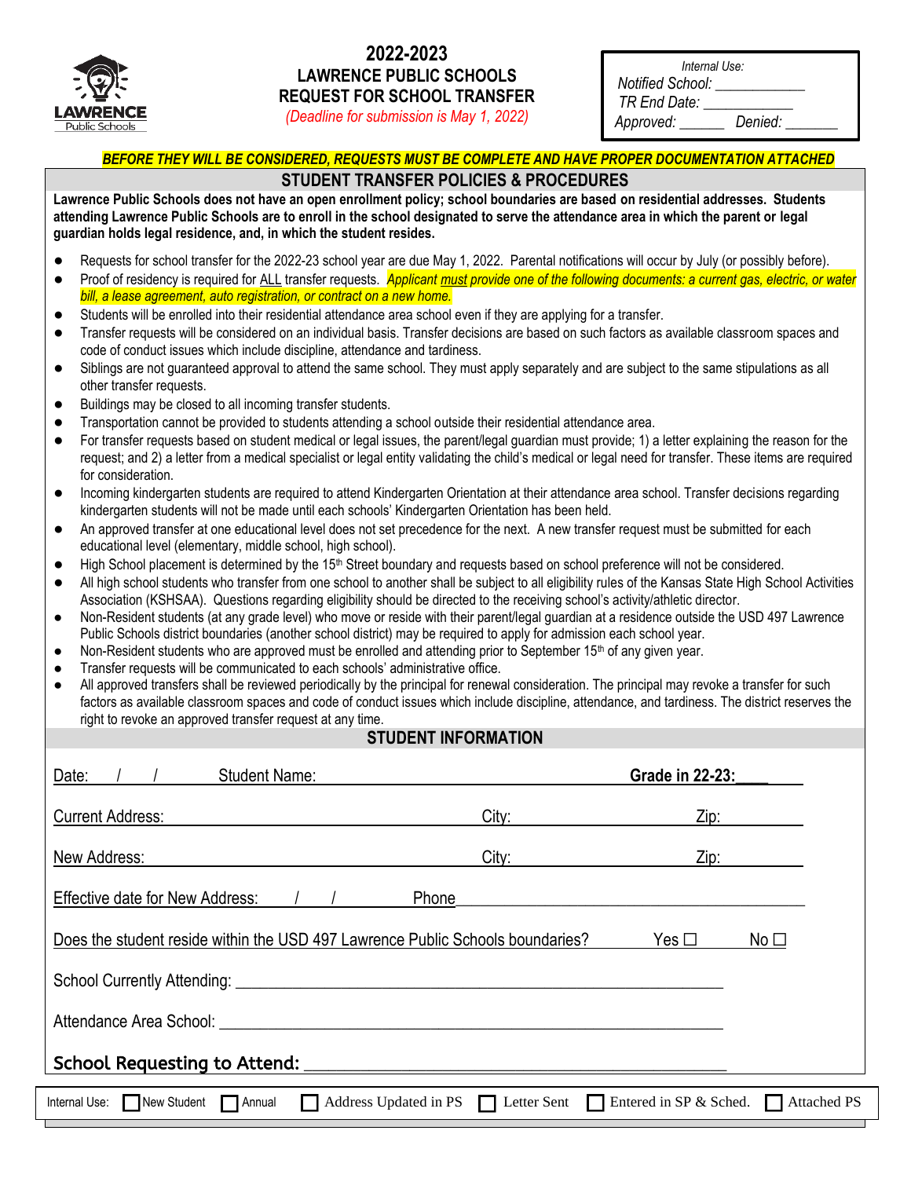# 2022-2023
## LAWRENCE PUBLIC SCHOOLS
## REQUEST FOR SCHOOL TRANSFER

*(Deadline for submission is May 1, 2022)*

*Internal Use:*
*Notified School: ___________*
*TR End Date: ___________*
*Approved: ______ Denied: _______*

***BEFORE THEY WILL BE CONSIDERED, REQUESTS MUST BE COMPLETE AND HAVE PROPER DOCUMENTATION ATTACHED***

## STUDENT TRANSFER POLICIES & PROCEDURES

**Lawrence Public Schools does not have an open enrollment policy; school boundaries are based on residential addresses. Students attending Lawrence Public Schools are to enroll in the school designated to serve the attendance area in which the parent or legal guardian holds legal residence, and, in which the student resides.**

- Requests for school transfer for the 2022-23 school year are due May 1, 2022. Parental notifications will occur by July (or possibly before).
- Proof of residency is required for ALL transfer requests. *Applicant must provide one of the following documents: a current gas, electric, or water bill, a lease agreement, auto registration, or contract on a new home.*
- Students will be enrolled into their residential attendance area school even if they are applying for a transfer.
- Transfer requests will be considered on an individual basis. Transfer decisions are based on such factors as available classroom spaces and code of conduct issues which include discipline, attendance and tardiness.
- Siblings are not guaranteed approval to attend the same school. They must apply separately and are subject to the same stipulations as all other transfer requests.
- Buildings may be closed to all incoming transfer students.
- Transportation cannot be provided to students attending a school outside their residential attendance area.
- For transfer requests based on student medical or legal issues, the parent/legal guardian must provide; 1) a letter explaining the reason for the request; and 2) a letter from a medical specialist or legal entity validating the child's medical or legal need for transfer. These items are required for consideration.
- Incoming kindergarten students are required to attend Kindergarten Orientation at their attendance area school. Transfer decisions regarding kindergarten students will not be made until each schools' Kindergarten Orientation has been held.
- An approved transfer at one educational level does not set precedence for the next. A new transfer request must be submitted for each educational level (elementary, middle school, high school).
- High School placement is determined by the 15th Street boundary and requests based on school preference will not be considered.
- All high school students who transfer from one school to another shall be subject to all eligibility rules of the Kansas State High School Activities Association (KSHSAA). Questions regarding eligibility should be directed to the receiving school's activity/athletic director.
- Non-Resident students (at any grade level) who move or reside with their parent/legal guardian at a residence outside the USD 497 Lawrence Public Schools district boundaries (another school district) may be required to apply for admission each school year.
- Non-Resident students who are approved must be enrolled and attending prior to September 15th of any given year.
- Transfer requests will be communicated to each schools' administrative office.
- All approved transfers shall be reviewed periodically by the principal for renewal consideration. The principal may revoke a transfer for such factors as available classroom spaces and code of conduct issues which include discipline, attendance, and tardiness. The district reserves the right to revoke an approved transfer request at any time.

## STUDENT INFORMATION

Date: ___/___/___ Student Name: ______________________________ **Grade in 22-23:____**

Current Address: ______________________________ City: ______________ Zip: __________

New Address: ______________________________ City: ______________ Zip: __________

Effective date for New Address: ___/___/___ Phone ______________________________

Does the student reside within the USD 497 Lawrence Public Schools boundaries? Yes ☐ No ☐

School Currently Attending: ______________________________

Attendance Area School: ______________________________

**School Requesting to Attend:** ______________________________

Internal Use: ☐ New Student ☐ Annual ☐ Address Updated in PS ☐ Letter Sent ☐ Entered in SP & Sched. ☐ Attached PS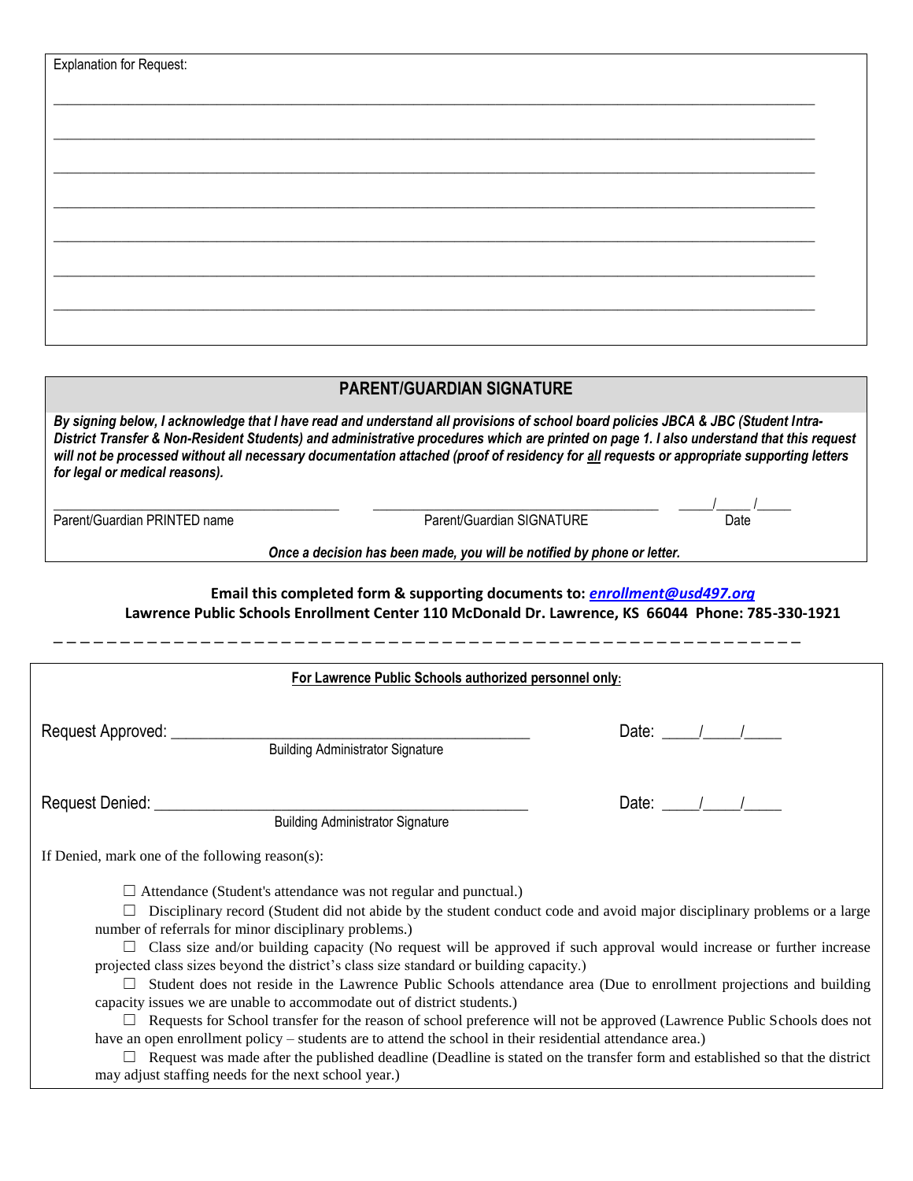Explanation for Request:

\_\_\_\_\_\_\_\_\_\_\_\_\_\_\_\_\_\_\_\_\_\_\_\_\_\_\_\_\_\_\_\_\_\_\_\_\_\_\_\_\_\_\_\_\_\_\_\_\_\_\_\_\_\_\_\_\_\_\_\_\_\_\_\_\_\_\_\_\_\_\_\_\_\_\_\_

\_\_\_\_\_\_\_\_\_\_\_\_\_\_\_\_\_\_\_\_\_\_\_\_\_\_\_\_\_\_\_\_\_\_\_\_\_\_\_\_\_\_\_\_\_\_\_\_\_\_\_\_\_\_\_\_\_\_\_\_\_\_\_\_\_\_\_\_\_\_\_\_\_\_\_\_

\_\_\_\_\_\_\_\_\_\_\_\_\_\_\_\_\_\_\_\_\_\_\_\_\_\_\_\_\_\_\_\_\_\_\_\_\_\_\_\_\_\_\_\_\_\_\_\_\_\_\_\_\_\_\_\_\_\_\_\_\_\_\_\_\_\_\_\_\_\_\_\_\_\_\_\_

\_\_\_\_\_\_\_\_\_\_\_\_\_\_\_\_\_\_\_\_\_\_\_\_\_\_\_\_\_\_\_\_\_\_\_\_\_\_\_\_\_\_\_\_\_\_\_\_\_\_\_\_\_\_\_\_\_\_\_\_\_\_\_\_\_\_\_\_\_\_\_\_\_\_\_\_

\_\_\_\_\_\_\_\_\_\_\_\_\_\_\_\_\_\_\_\_\_\_\_\_\_\_\_\_\_\_\_\_\_\_\_\_\_\_\_\_\_\_\_\_\_\_\_\_\_\_\_\_\_\_\_\_\_\_\_\_\_\_\_\_\_\_\_\_\_\_\_\_\_\_\_\_

\_\_\_\_\_\_\_\_\_\_\_\_\_\_\_\_\_\_\_\_\_\_\_\_\_\_\_\_\_\_\_\_\_\_\_\_\_\_\_\_\_\_\_\_\_\_\_\_\_\_\_\_\_\_\_\_\_\_\_\_\_\_\_\_\_\_\_\_\_\_\_\_\_\_\_\_

\_\_\_\_\_\_\_\_\_\_\_\_\_\_\_\_\_\_\_\_\_\_\_\_\_\_\_\_\_\_\_\_\_\_\_\_\_\_\_\_\_\_\_\_\_\_\_\_\_\_\_\_\_\_\_\_\_\_\_\_\_\_\_\_\_\_\_\_\_\_\_\_\_\_\_\_

## PARENT/GUARDIAN SIGNATURE

***By signing below, I acknowledge that I have read and understand all provisions of school board policies JBCA & JBC (Student Intra-District Transfer & Non-Resident Students) and administrative procedures which are printed on page 1. I also understand that this request will not be processed without all necessary documentation attached (proof of residency for <u>all</u> requests or appropriate supporting letters for legal or medical reasons).***

| | | |
|---|---|---|
| \_\_\_\_\_\_\_\_\_\_\_\_\_\_\_\_\_\_\_\_\_\_\_\_\_\_\_\_\_\_\_\_ | \_\_\_\_\_\_\_\_\_\_\_\_\_\_\_\_\_\_\_\_\_\_\_\_\_\_\_\_\_\_\_\_ | \_\_\_\_\_/\_\_\_\_\_/\_\_\_\_\_ |
| Parent/Guardian PRINTED name | Parent/Guardian SIGNATURE | Date |

***Once a decision has been made, you will be notified by phone or letter.***

**Email this completed form & supporting documents to: *enrollment@usd497.org***

**Lawrence Public Schools Enrollment Center 110 McDonald Dr. Lawrence, KS 66044 Phone: 785-330-1921**

---

**<u>For Lawrence Public Schools authorized personnel only:</u>**

Request Approved: \_\_\_\_\_\_\_\_\_\_\_\_\_\_\_\_\_\_\_\_\_\_\_\_\_\_\_\_\_\_\_\_\_\_\_\_\_\_\_\_ Date: \_\_\_\_\_/\_\_\_\_\_/\_\_\_\_\_
Building Administrator Signature

Request Denied: \_\_\_\_\_\_\_\_\_\_\_\_\_\_\_\_\_\_\_\_\_\_\_\_\_\_\_\_\_\_\_\_\_\_\_\_\_\_\_\_ Date: \_\_\_\_\_/\_\_\_\_\_/\_\_\_\_\_
Building Administrator Signature

If Denied, mark one of the following reason(s):

- ☐ Attendance (Student's attendance was not regular and punctual.)
- ☐ Disciplinary record (Student did not abide by the student conduct code and avoid major disciplinary problems or a large number of referrals for minor disciplinary problems.)
- ☐ Class size and/or building capacity (No request will be approved if such approval would increase or further increase projected class sizes beyond the district's class size standard or building capacity.)
- ☐ Student does not reside in the Lawrence Public Schools attendance area (Due to enrollment projections and building capacity issues we are unable to accommodate out of district students.)
- ☐ Requests for School transfer for the reason of school preference will not be approved (Lawrence Public Schools does not have an open enrollment policy – students are to attend the school in their residential attendance area.)
- ☐ Request was made after the published deadline (Deadline is stated on the transfer form and established so that the district may adjust staffing needs for the next school year.)